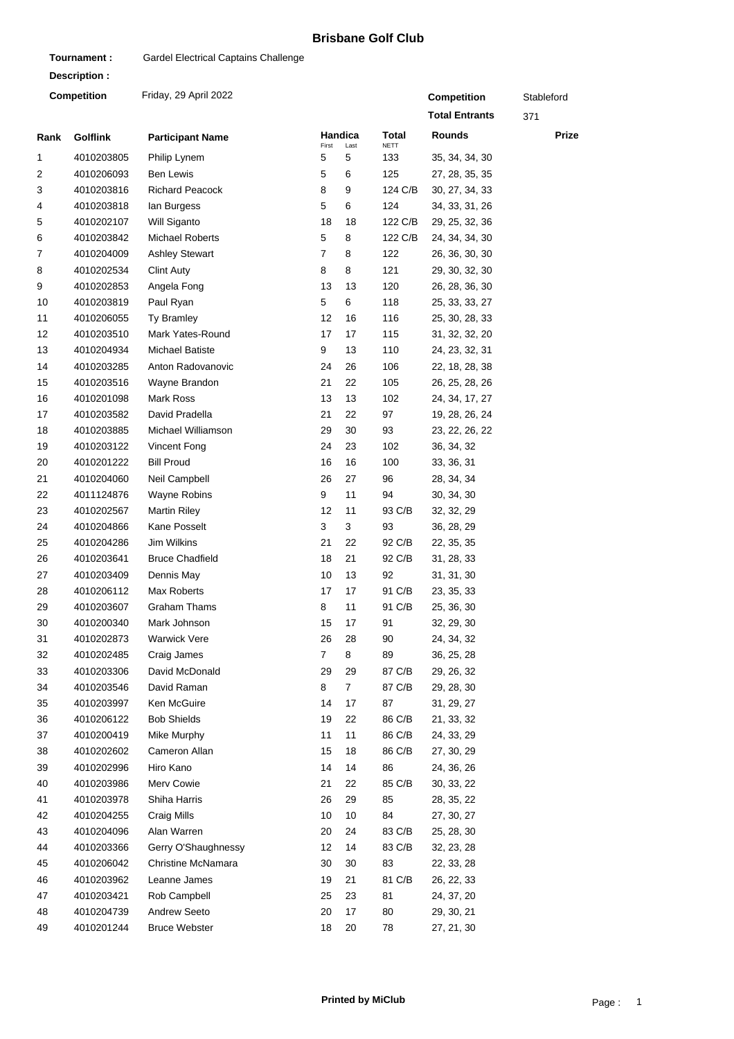# Brisbane Golf Club

**Tournament :** Gardel Electrical Captains Challenge

**Description :**

**Competition** Friday, 29 April 2022

**Competition** Stableford

**Total Entrants** 371

| Rank | Golflink | Participant Name | Handica First | Handica Last | Total NETT | Rounds | Prize |
|---|---|---|---|---|---|---|---|
| 1 | 4010203805 | Philip Lynem | 5 | 5 | 133 | 35, 34, 34, 30 | |
| 2 | 4010206093 | Ben Lewis | 5 | 6 | 125 | 27, 28, 35, 35 | |
| 3 | 4010203816 | Richard Peacock | 8 | 9 | 124 C/B | 30, 27, 34, 33 | |
| 4 | 4010203818 | Ian Burgess | 5 | 6 | 124 | 34, 33, 31, 26 | |
| 5 | 4010202107 | Will Siganto | 18 | 18 | 122 C/B | 29, 25, 32, 36 | |
| 6 | 4010203842 | Michael Roberts | 5 | 8 | 122 C/B | 24, 34, 34, 30 | |
| 7 | 4010204009 | Ashley Stewart | 7 | 8 | 122 | 26, 36, 30, 30 | |
| 8 | 4010202534 | Clint Auty | 8 | 8 | 121 | 29, 30, 32, 30 | |
| 9 | 4010202853 | Angela Fong | 13 | 13 | 120 | 26, 28, 36, 30 | |
| 10 | 4010203819 | Paul Ryan | 5 | 6 | 118 | 25, 33, 33, 27 | |
| 11 | 4010206055 | Ty Bramley | 12 | 16 | 116 | 25, 30, 28, 33 | |
| 12 | 4010203510 | Mark Yates-Round | 17 | 17 | 115 | 31, 32, 32, 20 | |
| 13 | 4010204934 | Michael Batiste | 9 | 13 | 110 | 24, 23, 32, 31 | |
| 14 | 4010203285 | Anton Radovanovic | 24 | 26 | 106 | 22, 18, 28, 38 | |
| 15 | 4010203516 | Wayne Brandon | 21 | 22 | 105 | 26, 25, 28, 26 | |
| 16 | 4010201098 | Mark Ross | 13 | 13 | 102 | 24, 34, 17, 27 | |
| 17 | 4010203582 | David Pradella | 21 | 22 | 97 | 19, 28, 26, 24 | |
| 18 | 4010203885 | Michael Williamson | 29 | 30 | 93 | 23, 22, 26, 22 | |
| 19 | 4010203122 | Vincent Fong | 24 | 23 | 102 | 36, 34, 32 | |
| 20 | 4010201222 | Bill Proud | 16 | 16 | 100 | 33, 36, 31 | |
| 21 | 4010204060 | Neil Campbell | 26 | 27 | 96 | 28, 34, 34 | |
| 22 | 4011124876 | Wayne Robins | 9 | 11 | 94 | 30, 34, 30 | |
| 23 | 4010202567 | Martin Riley | 12 | 11 | 93 C/B | 32, 32, 29 | |
| 24 | 4010204866 | Kane Posselt | 3 | 3 | 93 | 36, 28, 29 | |
| 25 | 4010204286 | Jim Wilkins | 21 | 22 | 92 C/B | 22, 35, 35 | |
| 26 | 4010203641 | Bruce Chadfield | 18 | 21 | 92 C/B | 31, 28, 33 | |
| 27 | 4010203409 | Dennis May | 10 | 13 | 92 | 31, 31, 30 | |
| 28 | 4010206112 | Max Roberts | 17 | 17 | 91 C/B | 23, 35, 33 | |
| 29 | 4010203607 | Graham Thams | 8 | 11 | 91 C/B | 25, 36, 30 | |
| 30 | 4010200340 | Mark Johnson | 15 | 17 | 91 | 32, 29, 30 | |
| 31 | 4010202873 | Warwick Vere | 26 | 28 | 90 | 24, 34, 32 | |
| 32 | 4010202485 | Craig James | 7 | 8 | 89 | 36, 25, 28 | |
| 33 | 4010203306 | David McDonald | 29 | 29 | 87 C/B | 29, 26, 32 | |
| 34 | 4010203546 | David Raman | 8 | 7 | 87 C/B | 29, 28, 30 | |
| 35 | 4010203997 | Ken McGuire | 14 | 17 | 87 | 31, 29, 27 | |
| 36 | 4010206122 | Bob Shields | 19 | 22 | 86 C/B | 21, 33, 32 | |
| 37 | 4010200419 | Mike Murphy | 11 | 11 | 86 C/B | 24, 33, 29 | |
| 38 | 4010202602 | Cameron Allan | 15 | 18 | 86 C/B | 27, 30, 29 | |
| 39 | 4010202996 | Hiro Kano | 14 | 14 | 86 | 24, 36, 26 | |
| 40 | 4010203986 | Merv Cowie | 21 | 22 | 85 C/B | 30, 33, 22 | |
| 41 | 4010203978 | Shiha Harris | 26 | 29 | 85 | 28, 35, 22 | |
| 42 | 4010204255 | Craig Mills | 10 | 10 | 84 | 27, 30, 27 | |
| 43 | 4010204096 | Alan Warren | 20 | 24 | 83 C/B | 25, 28, 30 | |
| 44 | 4010203366 | Gerry O'Shaughnessy | 12 | 14 | 83 C/B | 32, 23, 28 | |
| 45 | 4010206042 | Christine McNamara | 30 | 30 | 83 | 22, 33, 28 | |
| 46 | 4010203962 | Leanne James | 19 | 21 | 81 C/B | 26, 22, 33 | |
| 47 | 4010203421 | Rob Campbell | 25 | 23 | 81 | 24, 37, 20 | |
| 48 | 4010204739 | Andrew Seeto | 20 | 17 | 80 | 29, 30, 21 | |
| 49 | 4010201244 | Bruce Webster | 18 | 20 | 78 | 27, 21, 30 | |

**Printed by MiClub**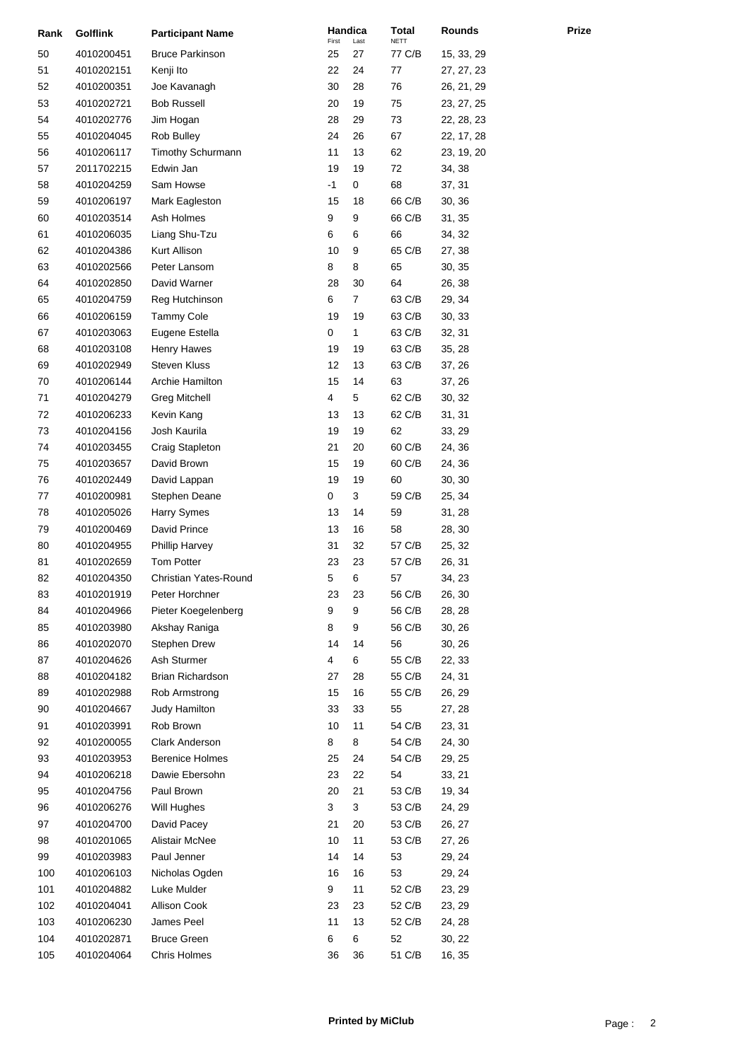| Rank | Golflink | Participant Name | Handica First | Handica Last | Total NETT | Rounds | Prize |
|---|---|---|---|---|---|---|---|
| 50 | 4010200451 | Bruce Parkinson | 25 | 27 | 77 C/B | 15, 33, 29 | |
| 51 | 4010202151 | Kenji Ito | 22 | 24 | 77 | 27, 27, 23 | |
| 52 | 4010200351 | Joe Kavanagh | 30 | 28 | 76 | 26, 21, 29 | |
| 53 | 4010202721 | Bob Russell | 20 | 19 | 75 | 23, 27, 25 | |
| 54 | 4010202776 | Jim Hogan | 28 | 29 | 73 | 22, 28, 23 | |
| 55 | 4010204045 | Rob Bulley | 24 | 26 | 67 | 22, 17, 28 | |
| 56 | 4010206117 | Timothy Schurmann | 11 | 13 | 62 | 23, 19, 20 | |
| 57 | 2011702215 | Edwin Jan | 19 | 19 | 72 | 34, 38 | |
| 58 | 4010204259 | Sam Howse | -1 | 0 | 68 | 37, 31 | |
| 59 | 4010206197 | Mark Eagleston | 15 | 18 | 66 C/B | 30, 36 | |
| 60 | 4010203514 | Ash Holmes | 9 | 9 | 66 C/B | 31, 35 | |
| 61 | 4010206035 | Liang Shu-Tzu | 6 | 6 | 66 | 34, 32 | |
| 62 | 4010204386 | Kurt Allison | 10 | 9 | 65 C/B | 27, 38 | |
| 63 | 4010202566 | Peter Lansom | 8 | 8 | 65 | 30, 35 | |
| 64 | 4010202850 | David Warner | 28 | 30 | 64 | 26, 38 | |
| 65 | 4010204759 | Reg Hutchinson | 6 | 7 | 63 C/B | 29, 34 | |
| 66 | 4010206159 | Tammy Cole | 19 | 19 | 63 C/B | 30, 33 | |
| 67 | 4010203063 | Eugene Estella | 0 | 1 | 63 C/B | 32, 31 | |
| 68 | 4010203108 | Henry Hawes | 19 | 19 | 63 C/B | 35, 28 | |
| 69 | 4010202949 | Steven Kluss | 12 | 13 | 63 C/B | 37, 26 | |
| 70 | 4010206144 | Archie Hamilton | 15 | 14 | 63 | 37, 26 | |
| 71 | 4010204279 | Greg Mitchell | 4 | 5 | 62 C/B | 30, 32 | |
| 72 | 4010206233 | Kevin Kang | 13 | 13 | 62 C/B | 31, 31 | |
| 73 | 4010204156 | Josh Kaurila | 19 | 19 | 62 | 33, 29 | |
| 74 | 4010203455 | Craig Stapleton | 21 | 20 | 60 C/B | 24, 36 | |
| 75 | 4010203657 | David Brown | 15 | 19 | 60 C/B | 24, 36 | |
| 76 | 4010202449 | David Lappan | 19 | 19 | 60 | 30, 30 | |
| 77 | 4010200981 | Stephen Deane | 0 | 3 | 59 C/B | 25, 34 | |
| 78 | 4010205026 | Harry Symes | 13 | 14 | 59 | 31, 28 | |
| 79 | 4010200469 | David Prince | 13 | 16 | 58 | 28, 30 | |
| 80 | 4010204955 | Phillip Harvey | 31 | 32 | 57 C/B | 25, 32 | |
| 81 | 4010202659 | Tom Potter | 23 | 23 | 57 C/B | 26, 31 | |
| 82 | 4010204350 | Christian Yates-Round | 5 | 6 | 57 | 34, 23 | |
| 83 | 4010201919 | Peter Horchner | 23 | 23 | 56 C/B | 26, 30 | |
| 84 | 4010204966 | Pieter Koegelenberg | 9 | 9 | 56 C/B | 28, 28 | |
| 85 | 4010203980 | Akshay Raniga | 8 | 9 | 56 C/B | 30, 26 | |
| 86 | 4010202070 | Stephen Drew | 14 | 14 | 56 | 30, 26 | |
| 87 | 4010204626 | Ash Sturmer | 4 | 6 | 55 C/B | 22, 33 | |
| 88 | 4010204182 | Brian Richardson | 27 | 28 | 55 C/B | 24, 31 | |
| 89 | 4010202988 | Rob Armstrong | 15 | 16 | 55 C/B | 26, 29 | |
| 90 | 4010204667 | Judy Hamilton | 33 | 33 | 55 | 27, 28 | |
| 91 | 4010203991 | Rob Brown | 10 | 11 | 54 C/B | 23, 31 | |
| 92 | 4010200055 | Clark Anderson | 8 | 8 | 54 C/B | 24, 30 | |
| 93 | 4010203953 | Berenice Holmes | 25 | 24 | 54 C/B | 29, 25 | |
| 94 | 4010206218 | Dawie Ebersohn | 23 | 22 | 54 | 33, 21 | |
| 95 | 4010204756 | Paul Brown | 20 | 21 | 53 C/B | 19, 34 | |
| 96 | 4010206276 | Will Hughes | 3 | 3 | 53 C/B | 24, 29 | |
| 97 | 4010204700 | David Pacey | 21 | 20 | 53 C/B | 26, 27 | |
| 98 | 4010201065 | Alistair McNee | 10 | 11 | 53 C/B | 27, 26 | |
| 99 | 4010203983 | Paul Jenner | 14 | 14 | 53 | 29, 24 | |
| 100 | 4010206103 | Nicholas Ogden | 16 | 16 | 53 | 29, 24 | |
| 101 | 4010204882 | Luke Mulder | 9 | 11 | 52 C/B | 23, 29 | |
| 102 | 4010204041 | Allison Cook | 23 | 23 | 52 C/B | 23, 29 | |
| 103 | 4010206230 | James Peel | 11 | 13 | 52 C/B | 24, 28 | |
| 104 | 4010202871 | Bruce Green | 6 | 6 | 52 | 30, 22 | |
| 105 | 4010204064 | Chris Holmes | 36 | 36 | 51 C/B | 16, 35 | |

**Printed by MiClub**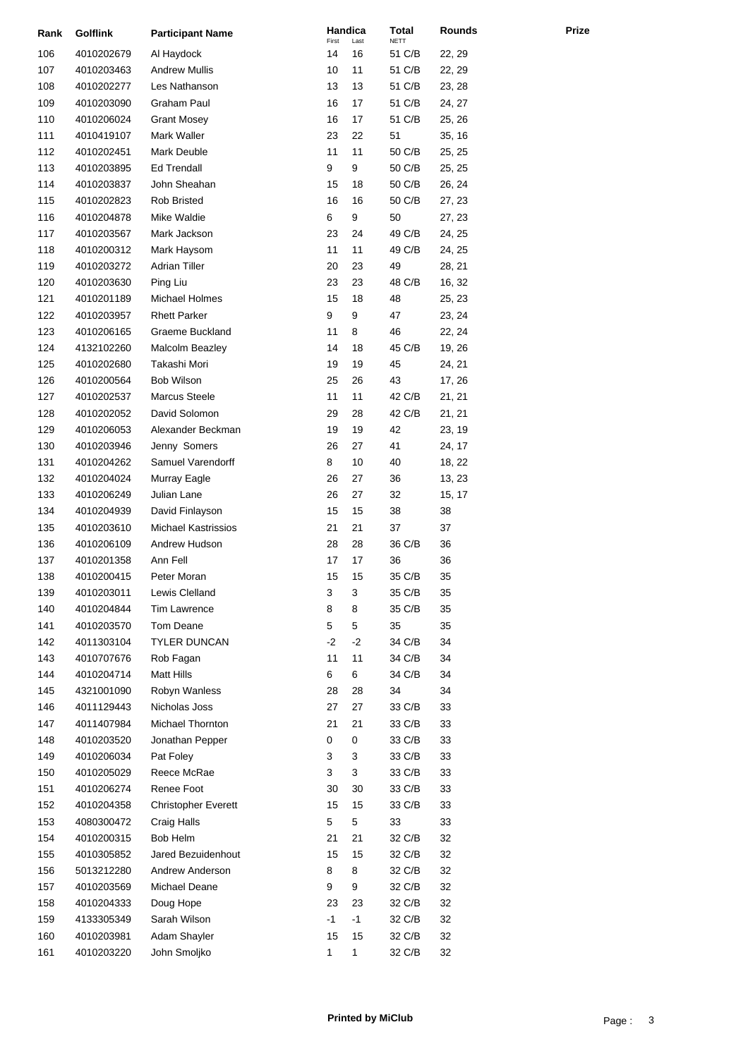| Rank | Golflink | Participant Name | Handica First | Handica Last | Total NETT | Rounds | Prize |
|---|---|---|---|---|---|---|---|
| 106 | 4010202679 | Al Haydock | 14 | 16 | 51 C/B | 22, 29 | |
| 107 | 4010203463 | Andrew Mullis | 10 | 11 | 51 C/B | 22, 29 | |
| 108 | 4010202277 | Les Nathanson | 13 | 13 | 51 C/B | 23, 28 | |
| 109 | 4010203090 | Graham Paul | 16 | 17 | 51 C/B | 24, 27 | |
| 110 | 4010206024 | Grant Mosey | 16 | 17 | 51 C/B | 25, 26 | |
| 111 | 4010419107 | Mark Waller | 23 | 22 | 51 | 35, 16 | |
| 112 | 4010202451 | Mark Deuble | 11 | 11 | 50 C/B | 25, 25 | |
| 113 | 4010203895 | Ed Trendall | 9 | 9 | 50 C/B | 25, 25 | |
| 114 | 4010203837 | John Sheahan | 15 | 18 | 50 C/B | 26, 24 | |
| 115 | 4010202823 | Rob Bristed | 16 | 16 | 50 C/B | 27, 23 | |
| 116 | 4010204878 | Mike Waldie | 6 | 9 | 50 | 27, 23 | |
| 117 | 4010203567 | Mark Jackson | 23 | 24 | 49 C/B | 24, 25 | |
| 118 | 4010200312 | Mark Haysom | 11 | 11 | 49 C/B | 24, 25 | |
| 119 | 4010203272 | Adrian Tiller | 20 | 23 | 49 | 28, 21 | |
| 120 | 4010203630 | Ping Liu | 23 | 23 | 48 C/B | 16, 32 | |
| 121 | 4010201189 | Michael Holmes | 15 | 18 | 48 | 25, 23 | |
| 122 | 4010203957 | Rhett Parker | 9 | 9 | 47 | 23, 24 | |
| 123 | 4010206165 | Graeme Buckland | 11 | 8 | 46 | 22, 24 | |
| 124 | 4132102260 | Malcolm Beazley | 14 | 18 | 45 C/B | 19, 26 | |
| 125 | 4010202680 | Takashi Mori | 19 | 19 | 45 | 24, 21 | |
| 126 | 4010200564 | Bob Wilson | 25 | 26 | 43 | 17, 26 | |
| 127 | 4010202537 | Marcus Steele | 11 | 11 | 42 C/B | 21, 21 | |
| 128 | 4010202052 | David Solomon | 29 | 28 | 42 C/B | 21, 21 | |
| 129 | 4010206053 | Alexander Beckman | 19 | 19 | 42 | 23, 19 | |
| 130 | 4010203946 | Jenny Somers | 26 | 27 | 41 | 24, 17 | |
| 131 | 4010204262 | Samuel Varendorff | 8 | 10 | 40 | 18, 22 | |
| 132 | 4010204024 | Murray Eagle | 26 | 27 | 36 | 13, 23 | |
| 133 | 4010206249 | Julian Lane | 26 | 27 | 32 | 15, 17 | |
| 134 | 4010204939 | David Finlayson | 15 | 15 | 38 | 38 | |
| 135 | 4010203610 | Michael Kastrissios | 21 | 21 | 37 | 37 | |
| 136 | 4010206109 | Andrew Hudson | 28 | 28 | 36 C/B | 36 | |
| 137 | 4010201358 | Ann Fell | 17 | 17 | 36 | 36 | |
| 138 | 4010200415 | Peter Moran | 15 | 15 | 35 C/B | 35 | |
| 139 | 4010203011 | Lewis Clelland | 3 | 3 | 35 C/B | 35 | |
| 140 | 4010204844 | Tim Lawrence | 8 | 8 | 35 C/B | 35 | |
| 141 | 4010203570 | Tom Deane | 5 | 5 | 35 | 35 | |
| 142 | 4011303104 | TYLER DUNCAN | -2 | -2 | 34 C/B | 34 | |
| 143 | 4010707676 | Rob Fagan | 11 | 11 | 34 C/B | 34 | |
| 144 | 4010204714 | Matt Hills | 6 | 6 | 34 C/B | 34 | |
| 145 | 4321001090 | Robyn Wanless | 28 | 28 | 34 | 34 | |
| 146 | 4011129443 | Nicholas Joss | 27 | 27 | 33 C/B | 33 | |
| 147 | 4011407984 | Michael Thornton | 21 | 21 | 33 C/B | 33 | |
| 148 | 4010203520 | Jonathan Pepper | 0 | 0 | 33 C/B | 33 | |
| 149 | 4010206034 | Pat Foley | 3 | 3 | 33 C/B | 33 | |
| 150 | 4010205029 | Reece McRae | 3 | 3 | 33 C/B | 33 | |
| 151 | 4010206274 | Renee Foot | 30 | 30 | 33 C/B | 33 | |
| 152 | 4010204358 | Christopher Everett | 15 | 15 | 33 C/B | 33 | |
| 153 | 4080300472 | Craig Halls | 5 | 5 | 33 | 33 | |
| 154 | 4010200315 | Bob Helm | 21 | 21 | 32 C/B | 32 | |
| 155 | 4010305852 | Jared Bezuidenhout | 15 | 15 | 32 C/B | 32 | |
| 156 | 5013212280 | Andrew Anderson | 8 | 8 | 32 C/B | 32 | |
| 157 | 4010203569 | Michael Deane | 9 | 9 | 32 C/B | 32 | |
| 158 | 4010204333 | Doug Hope | 23 | 23 | 32 C/B | 32 | |
| 159 | 4133305349 | Sarah Wilson | -1 | -1 | 32 C/B | 32 | |
| 160 | 4010203981 | Adam Shayler | 15 | 15 | 32 C/B | 32 | |
| 161 | 4010203220 | John Smoljko | 1 | 1 | 32 C/B | 32 | |

**Printed by MiClub**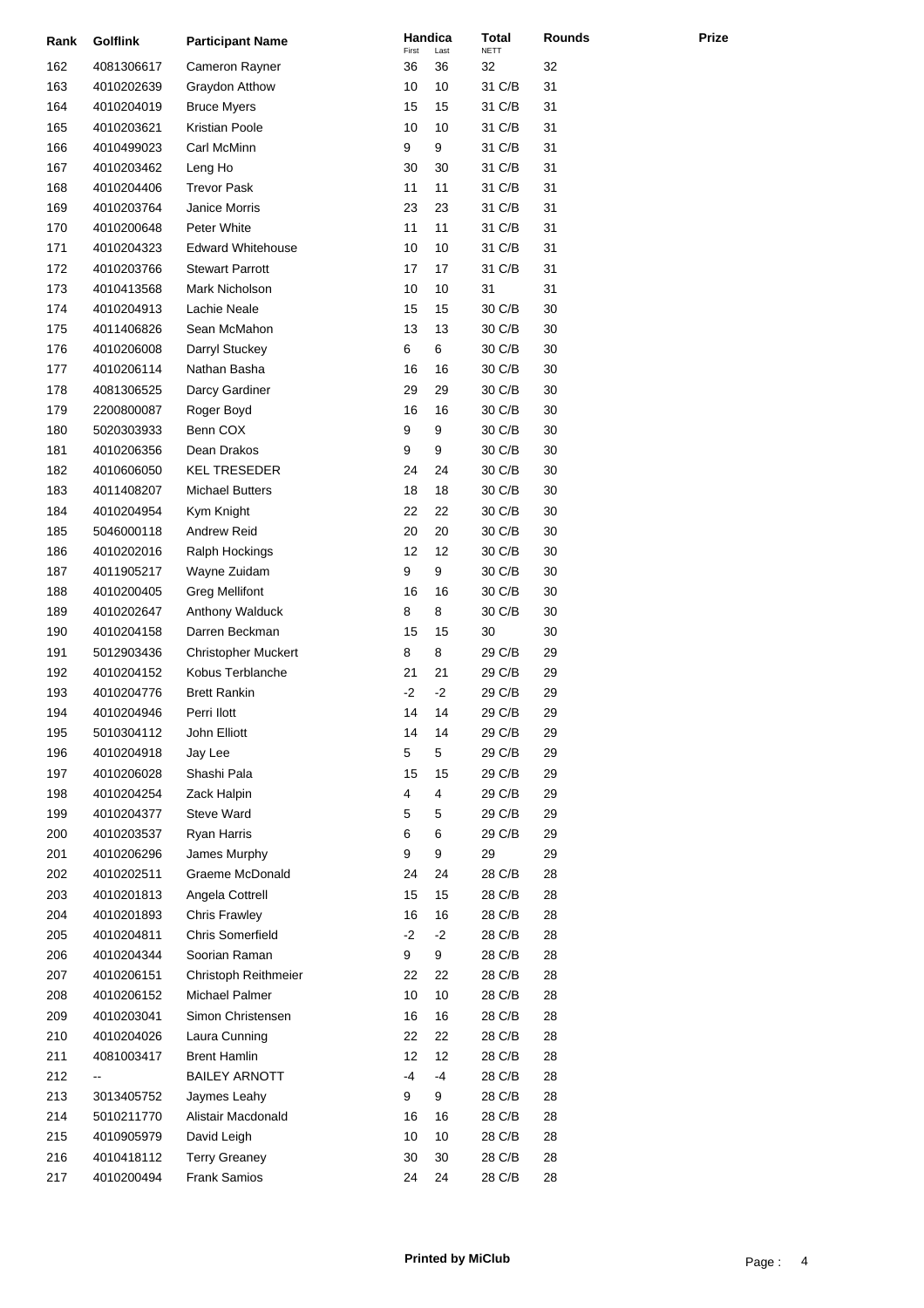| Rank | Golflink | Participant Name | Handica First | Handica Last | Total NETT | Rounds | Prize |
|---|---|---|---|---|---|---|---|
| 162 | 4081306617 | Cameron Rayner | 36 | 36 | 32 | 32 | |
| 163 | 4010202639 | Graydon Atthow | 10 | 10 | 31 C/B | 31 | |
| 164 | 4010204019 | Bruce Myers | 15 | 15 | 31 C/B | 31 | |
| 165 | 4010203621 | Kristian Poole | 10 | 10 | 31 C/B | 31 | |
| 166 | 4010499023 | Carl McMinn | 9 | 9 | 31 C/B | 31 | |
| 167 | 4010203462 | Leng Ho | 30 | 30 | 31 C/B | 31 | |
| 168 | 4010204406 | Trevor Pask | 11 | 11 | 31 C/B | 31 | |
| 169 | 4010203764 | Janice Morris | 23 | 23 | 31 C/B | 31 | |
| 170 | 4010200648 | Peter White | 11 | 11 | 31 C/B | 31 | |
| 171 | 4010204323 | Edward Whitehouse | 10 | 10 | 31 C/B | 31 | |
| 172 | 4010203766 | Stewart Parrott | 17 | 17 | 31 C/B | 31 | |
| 173 | 4010413568 | Mark Nicholson | 10 | 10 | 31 | 31 | |
| 174 | 4010204913 | Lachie Neale | 15 | 15 | 30 C/B | 30 | |
| 175 | 4011406826 | Sean McMahon | 13 | 13 | 30 C/B | 30 | |
| 176 | 4010206008 | Darryl Stuckey | 6 | 6 | 30 C/B | 30 | |
| 177 | 4010206114 | Nathan Basha | 16 | 16 | 30 C/B | 30 | |
| 178 | 4081306525 | Darcy Gardiner | 29 | 29 | 30 C/B | 30 | |
| 179 | 2200800087 | Roger Boyd | 16 | 16 | 30 C/B | 30 | |
| 180 | 5020303933 | Benn COX | 9 | 9 | 30 C/B | 30 | |
| 181 | 4010206356 | Dean Drakos | 9 | 9 | 30 C/B | 30 | |
| 182 | 4010606050 | KEL TRESEDER | 24 | 24 | 30 C/B | 30 | |
| 183 | 4011408207 | Michael Butters | 18 | 18 | 30 C/B | 30 | |
| 184 | 4010204954 | Kym Knight | 22 | 22 | 30 C/B | 30 | |
| 185 | 5046000118 | Andrew Reid | 20 | 20 | 30 C/B | 30 | |
| 186 | 4010202016 | Ralph Hockings | 12 | 12 | 30 C/B | 30 | |
| 187 | 4011905217 | Wayne Zuidam | 9 | 9 | 30 C/B | 30 | |
| 188 | 4010200405 | Greg Mellifont | 16 | 16 | 30 C/B | 30 | |
| 189 | 4010202647 | Anthony Walduck | 8 | 8 | 30 C/B | 30 | |
| 190 | 4010204158 | Darren Beckman | 15 | 15 | 30 | 30 | |
| 191 | 5012903436 | Christopher Muckert | 8 | 8 | 29 C/B | 29 | |
| 192 | 4010204152 | Kobus Terblanche | 21 | 21 | 29 C/B | 29 | |
| 193 | 4010204776 | Brett Rankin | -2 | -2 | 29 C/B | 29 | |
| 194 | 4010204946 | Perri Ilott | 14 | 14 | 29 C/B | 29 | |
| 195 | 5010304112 | John Elliott | 14 | 14 | 29 C/B | 29 | |
| 196 | 4010204918 | Jay Lee | 5 | 5 | 29 C/B | 29 | |
| 197 | 4010206028 | Shashi Pala | 15 | 15 | 29 C/B | 29 | |
| 198 | 4010204254 | Zack Halpin | 4 | 4 | 29 C/B | 29 | |
| 199 | 4010204377 | Steve Ward | 5 | 5 | 29 C/B | 29 | |
| 200 | 4010203537 | Ryan Harris | 6 | 6 | 29 C/B | 29 | |
| 201 | 4010206296 | James Murphy | 9 | 9 | 29 | 29 | |
| 202 | 4010202511 | Graeme McDonald | 24 | 24 | 28 C/B | 28 | |
| 203 | 4010201813 | Angela Cottrell | 15 | 15 | 28 C/B | 28 | |
| 204 | 4010201893 | Chris Frawley | 16 | 16 | 28 C/B | 28 | |
| 205 | 4010204811 | Chris Somerfield | -2 | -2 | 28 C/B | 28 | |
| 206 | 4010204344 | Soorian Raman | 9 | 9 | 28 C/B | 28 | |
| 207 | 4010206151 | Christoph Reithmeier | 22 | 22 | 28 C/B | 28 | |
| 208 | 4010206152 | Michael Palmer | 10 | 10 | 28 C/B | 28 | |
| 209 | 4010203041 | Simon Christensen | 16 | 16 | 28 C/B | 28 | |
| 210 | 4010204026 | Laura Cunning | 22 | 22 | 28 C/B | 28 | |
| 211 | 4081003417 | Brent Hamlin | 12 | 12 | 28 C/B | 28 | |
| 212 | -- | BAILEY ARNOTT | -4 | -4 | 28 C/B | 28 | |
| 213 | 3013405752 | Jaymes Leahy | 9 | 9 | 28 C/B | 28 | |
| 214 | 5010211770 | Alistair Macdonald | 16 | 16 | 28 C/B | 28 | |
| 215 | 4010905979 | David Leigh | 10 | 10 | 28 C/B | 28 | |
| 216 | 4010418112 | Terry Greaney | 30 | 30 | 28 C/B | 28 | |
| 217 | 4010200494 | Frank Samios | 24 | 24 | 28 C/B | 28 | |

**Printed by MiClub**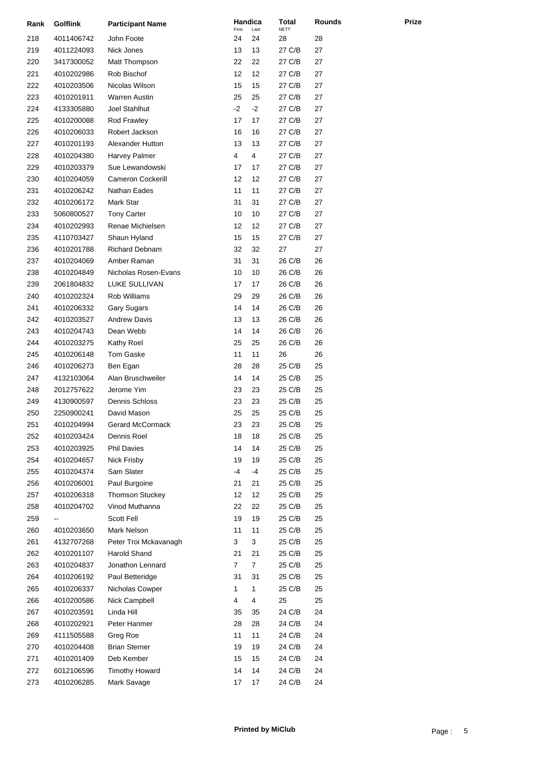| Rank | Golflink | Participant Name | Handica First | Handica Last | Total NETT | Rounds | Prize |
|---|---|---|---|---|---|---|---|
| 218 | 4011406742 | John Foote | 24 | 24 | 28 | 28 | |
| 219 | 4011224093 | Nick Jones | 13 | 13 | 27 C/B | 27 | |
| 220 | 3417300052 | Matt Thompson | 22 | 22 | 27 C/B | 27 | |
| 221 | 4010202986 | Rob Bischof | 12 | 12 | 27 C/B | 27 | |
| 222 | 4010203506 | Nicolas Wilson | 15 | 15 | 27 C/B | 27 | |
| 223 | 4010201911 | Warren Austin | 25 | 25 | 27 C/B | 27 | |
| 224 | 4133305880 | Joel Stahlhut | -2 | -2 | 27 C/B | 27 | |
| 225 | 4010200088 | Rod Frawley | 17 | 17 | 27 C/B | 27 | |
| 226 | 4010206033 | Robert Jackson | 16 | 16 | 27 C/B | 27 | |
| 227 | 4010201193 | Alexander Hutton | 13 | 13 | 27 C/B | 27 | |
| 228 | 4010204380 | Harvey Palmer | 4 | 4 | 27 C/B | 27 | |
| 229 | 4010203379 | Sue Lewandowski | 17 | 17 | 27 C/B | 27 | |
| 230 | 4010204059 | Cameron Cockerill | 12 | 12 | 27 C/B | 27 | |
| 231 | 4010206242 | Nathan Eades | 11 | 11 | 27 C/B | 27 | |
| 232 | 4010206172 | Mark Star | 31 | 31 | 27 C/B | 27 | |
| 233 | 5060800527 | Tony Carter | 10 | 10 | 27 C/B | 27 | |
| 234 | 4010202993 | Renae Michielsen | 12 | 12 | 27 C/B | 27 | |
| 235 | 4110703427 | Shaun Hyland | 15 | 15 | 27 C/B | 27 | |
| 236 | 4010201788 | Richard Debnam | 32 | 32 | 27 | 27 | |
| 237 | 4010204069 | Amber Raman | 31 | 31 | 26 C/B | 26 | |
| 238 | 4010204849 | Nicholas Rosen-Evans | 10 | 10 | 26 C/B | 26 | |
| 239 | 2061804832 | LUKE SULLIVAN | 17 | 17 | 26 C/B | 26 | |
| 240 | 4010202324 | Rob Williams | 29 | 29 | 26 C/B | 26 | |
| 241 | 4010206332 | Gary Sugars | 14 | 14 | 26 C/B | 26 | |
| 242 | 4010203527 | Andrew Davis | 13 | 13 | 26 C/B | 26 | |
| 243 | 4010204743 | Dean Webb | 14 | 14 | 26 C/B | 26 | |
| 244 | 4010203275 | Kathy Roel | 25 | 25 | 26 C/B | 26 | |
| 245 | 4010206148 | Tom Gaske | 11 | 11 | 26 | 26 | |
| 246 | 4010206273 | Ben Egan | 28 | 28 | 25 C/B | 25 | |
| 247 | 4132103064 | Alan Bruschweiler | 14 | 14 | 25 C/B | 25 | |
| 248 | 2012757622 | Jerome Yim | 23 | 23 | 25 C/B | 25 | |
| 249 | 4130900597 | Dennis Schloss | 23 | 23 | 25 C/B | 25 | |
| 250 | 2250900241 | David Mason | 25 | 25 | 25 C/B | 25 | |
| 251 | 4010204994 | Gerard McCormack | 23 | 23 | 25 C/B | 25 | |
| 252 | 4010203424 | Dennis Roel | 18 | 18 | 25 C/B | 25 | |
| 253 | 4010203925 | Phil Davies | 14 | 14 | 25 C/B | 25 | |
| 254 | 4010204657 | Nick Frisby | 19 | 19 | 25 C/B | 25 | |
| 255 | 4010204374 | Sam Slater | -4 | -4 | 25 C/B | 25 | |
| 256 | 4010206001 | Paul Burgoine | 21 | 21 | 25 C/B | 25 | |
| 257 | 4010206318 | Thomson Stuckey | 12 | 12 | 25 C/B | 25 | |
| 258 | 4010204702 | Vinod Muthanna | 22 | 22 | 25 C/B | 25 | |
| 259 | -- | Scott Fell | 19 | 19 | 25 C/B | 25 | |
| 260 | 4010203650 | Mark Nelson | 11 | 11 | 25 C/B | 25 | |
| 261 | 4132707268 | Peter Troi Mckavanagh | 3 | 3 | 25 C/B | 25 | |
| 262 | 4010201107 | Harold Shand | 21 | 21 | 25 C/B | 25 | |
| 263 | 4010204837 | Jonathon Lennard | 7 | 7 | 25 C/B | 25 | |
| 264 | 4010206192 | Paul Betteridge | 31 | 31 | 25 C/B | 25 | |
| 265 | 4010206337 | Nicholas Cowper | 1 | 1 | 25 C/B | 25 | |
| 266 | 4010200586 | Nick Campbell | 4 | 4 | 25 | 25 | |
| 267 | 4010203591 | Linda Hill | 35 | 35 | 24 C/B | 24 | |
| 268 | 4010202921 | Peter Hanmer | 28 | 28 | 24 C/B | 24 | |
| 269 | 4111505588 | Greg Roe | 11 | 11 | 24 C/B | 24 | |
| 270 | 4010204408 | Brian Sterner | 19 | 19 | 24 C/B | 24 | |
| 271 | 4010201409 | Deb Kember | 15 | 15 | 24 C/B | 24 | |
| 272 | 6012106596 | Timothy Howard | 14 | 14 | 24 C/B | 24 | |
| 273 | 4010206285 | Mark Savage | 17 | 17 | 24 C/B | 24 | |

**Printed by MiClub**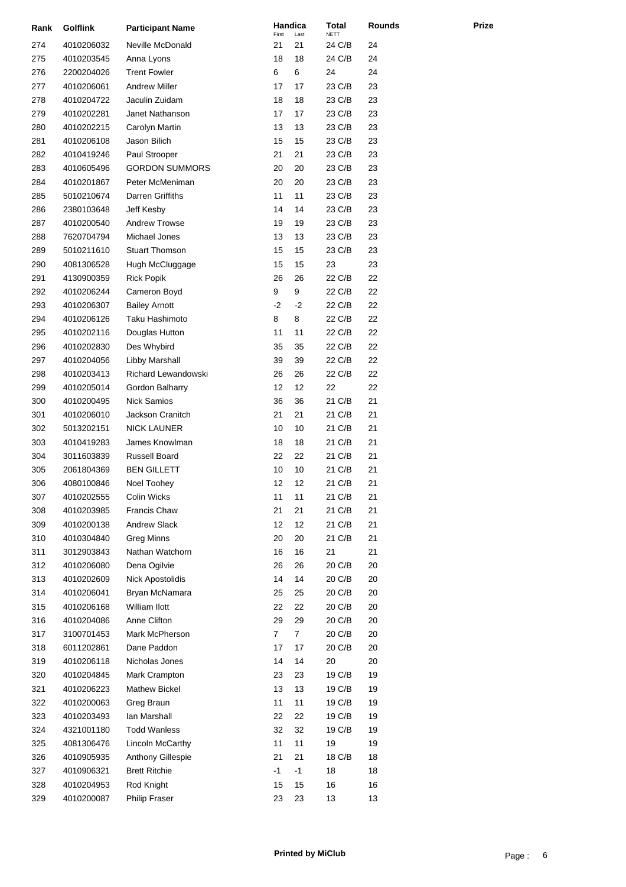| Rank | Golflink | Participant Name | Handica First | Handica Last | Total NETT | Rounds | Prize |
|---|---|---|---|---|---|---|---|
| 274 | 4010206032 | Neville McDonald | 21 | 21 | 24 C/B | 24 | |
| 275 | 4010203545 | Anna Lyons | 18 | 18 | 24 C/B | 24 | |
| 276 | 2200204026 | Trent Fowler | 6 | 6 | 24 | 24 | |
| 277 | 4010206061 | Andrew Miller | 17 | 17 | 23 C/B | 23 | |
| 278 | 4010204722 | Jaculin Zuidam | 18 | 18 | 23 C/B | 23 | |
| 279 | 4010202281 | Janet Nathanson | 17 | 17 | 23 C/B | 23 | |
| 280 | 4010202215 | Carolyn Martin | 13 | 13 | 23 C/B | 23 | |
| 281 | 4010206108 | Jason Bilich | 15 | 15 | 23 C/B | 23 | |
| 282 | 4010419246 | Paul Strooper | 21 | 21 | 23 C/B | 23 | |
| 283 | 4010605496 | GORDON SUMMORS | 20 | 20 | 23 C/B | 23 | |
| 284 | 4010201867 | Peter McMeniman | 20 | 20 | 23 C/B | 23 | |
| 285 | 5010210674 | Darren Griffiths | 11 | 11 | 23 C/B | 23 | |
| 286 | 2380103648 | Jeff Kesby | 14 | 14 | 23 C/B | 23 | |
| 287 | 4010200540 | Andrew Trowse | 19 | 19 | 23 C/B | 23 | |
| 288 | 7620704794 | Michael Jones | 13 | 13 | 23 C/B | 23 | |
| 289 | 5010211610 | Stuart Thomson | 15 | 15 | 23 C/B | 23 | |
| 290 | 4081306528 | Hugh McCluggage | 15 | 15 | 23 | 23 | |
| 291 | 4130900359 | Rick Popik | 26 | 26 | 22 C/B | 22 | |
| 292 | 4010206244 | Cameron Boyd | 9 | 9 | 22 C/B | 22 | |
| 293 | 4010206307 | Bailey Arnott | -2 | -2 | 22 C/B | 22 | |
| 294 | 4010206126 | Taku Hashimoto | 8 | 8 | 22 C/B | 22 | |
| 295 | 4010202116 | Douglas Hutton | 11 | 11 | 22 C/B | 22 | |
| 296 | 4010202830 | Des Whybird | 35 | 35 | 22 C/B | 22 | |
| 297 | 4010204056 | Libby Marshall | 39 | 39 | 22 C/B | 22 | |
| 298 | 4010203413 | Richard Lewandowski | 26 | 26 | 22 C/B | 22 | |
| 299 | 4010205014 | Gordon Balharry | 12 | 12 | 22 | 22 | |
| 300 | 4010200495 | Nick Samios | 36 | 36 | 21 C/B | 21 | |
| 301 | 4010206010 | Jackson Cranitch | 21 | 21 | 21 C/B | 21 | |
| 302 | 5013202151 | NICK LAUNER | 10 | 10 | 21 C/B | 21 | |
| 303 | 4010419283 | James Knowlman | 18 | 18 | 21 C/B | 21 | |
| 304 | 3011603839 | Russell Board | 22 | 22 | 21 C/B | 21 | |
| 305 | 2061804369 | BEN GILLETT | 10 | 10 | 21 C/B | 21 | |
| 306 | 4080100846 | Noel Toohey | 12 | 12 | 21 C/B | 21 | |
| 307 | 4010202555 | Colin Wicks | 11 | 11 | 21 C/B | 21 | |
| 308 | 4010203985 | Francis Chaw | 21 | 21 | 21 C/B | 21 | |
| 309 | 4010200138 | Andrew Slack | 12 | 12 | 21 C/B | 21 | |
| 310 | 4010304840 | Greg Minns | 20 | 20 | 21 C/B | 21 | |
| 311 | 3012903843 | Nathan Watchorn | 16 | 16 | 21 | 21 | |
| 312 | 4010206080 | Dena Ogilvie | 26 | 26 | 20 C/B | 20 | |
| 313 | 4010202609 | Nick Apostolidis | 14 | 14 | 20 C/B | 20 | |
| 314 | 4010206041 | Bryan McNamara | 25 | 25 | 20 C/B | 20 | |
| 315 | 4010206168 | William Ilott | 22 | 22 | 20 C/B | 20 | |
| 316 | 4010204086 | Anne Clifton | 29 | 29 | 20 C/B | 20 | |
| 317 | 3100701453 | Mark McPherson | 7 | 7 | 20 C/B | 20 | |
| 318 | 6011202861 | Dane Paddon | 17 | 17 | 20 C/B | 20 | |
| 319 | 4010206118 | Nicholas Jones | 14 | 14 | 20 | 20 | |
| 320 | 4010204845 | Mark Crampton | 23 | 23 | 19 C/B | 19 | |
| 321 | 4010206223 | Mathew Bickel | 13 | 13 | 19 C/B | 19 | |
| 322 | 4010200063 | Greg Braun | 11 | 11 | 19 C/B | 19 | |
| 323 | 4010203493 | Ian Marshall | 22 | 22 | 19 C/B | 19 | |
| 324 | 4321001180 | Todd Wanless | 32 | 32 | 19 C/B | 19 | |
| 325 | 4081306476 | Lincoln McCarthy | 11 | 11 | 19 | 19 | |
| 326 | 4010905935 | Anthony Gillespie | 21 | 21 | 18 C/B | 18 | |
| 327 | 4010906321 | Brett Ritchie | -1 | -1 | 18 | 18 | |
| 328 | 4010204953 | Rod Knight | 15 | 15 | 16 | 16 | |
| 329 | 4010200087 | Philip Fraser | 23 | 23 | 13 | 13 | |

**Printed by MiClub**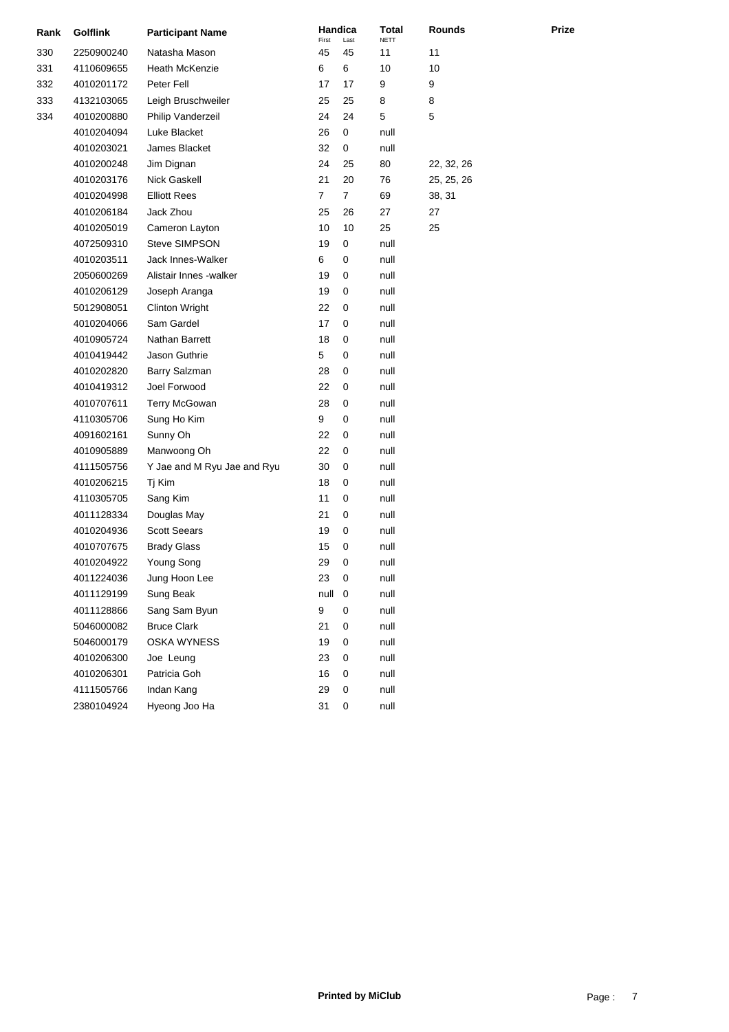| Rank | Golflink | Participant Name | Handica First | Handica Last | Total NETT | Rounds | Prize |
|---|---|---|---|---|---|---|---|
| 330 | 2250900240 | Natasha Mason | 45 | 45 | 11 | 11 | |
| 331 | 4110609655 | Heath McKenzie | 6 | 6 | 10 | 10 | |
| 332 | 4010201172 | Peter Fell | 17 | 17 | 9 | 9 | |
| 333 | 4132103065 | Leigh Bruschweiler | 25 | 25 | 8 | 8 | |
| 334 | 4010200880 | Philip Vanderzeil | 24 | 24 | 5 | 5 | |
| | 4010204094 | Luke Blacket | 26 | 0 | null | | |
| | 4010203021 | James Blacket | 32 | 0 | null | | |
| | 4010200248 | Jim Dignan | 24 | 25 | 80 | 22, 32, 26 | |
| | 4010203176 | Nick Gaskell | 21 | 20 | 76 | 25, 25, 26 | |
| | 4010204998 | Elliott Rees | 7 | 7 | 69 | 38, 31 | |
| | 4010206184 | Jack Zhou | 25 | 26 | 27 | 27 | |
| | 4010205019 | Cameron Layton | 10 | 10 | 25 | 25 | |
| | 4072509310 | Steve SIMPSON | 19 | 0 | null | | |
| | 4010203511 | Jack Innes-Walker | 6 | 0 | null | | |
| | 2050600269 | Alistair Innes -walker | 19 | 0 | null | | |
| | 4010206129 | Joseph Aranga | 19 | 0 | null | | |
| | 5012908051 | Clinton Wright | 22 | 0 | null | | |
| | 4010204066 | Sam Gardel | 17 | 0 | null | | |
| | 4010905724 | Nathan Barrett | 18 | 0 | null | | |
| | 4010419442 | Jason Guthrie | 5 | 0 | null | | |
| | 4010202820 | Barry Salzman | 28 | 0 | null | | |
| | 4010419312 | Joel Forwood | 22 | 0 | null | | |
| | 4010707611 | Terry McGowan | 28 | 0 | null | | |
| | 4110305706 | Sung Ho Kim | 9 | 0 | null | | |
| | 4091602161 | Sunny Oh | 22 | 0 | null | | |
| | 4010905889 | Manwoong Oh | 22 | 0 | null | | |
| | 4111505756 | Y Jae and M Ryu Jae and Ryu | 30 | 0 | null | | |
| | 4010206215 | Tj Kim | 18 | 0 | null | | |
| | 4110305705 | Sang Kim | 11 | 0 | null | | |
| | 4011128334 | Douglas May | 21 | 0 | null | | |
| | 4010204936 | Scott Seears | 19 | 0 | null | | |
| | 4010707675 | Brady Glass | 15 | 0 | null | | |
| | 4010204922 | Young Song | 29 | 0 | null | | |
| | 4011224036 | Jung Hoon Lee | 23 | 0 | null | | |
| | 4011129199 | Sung Beak | null | 0 | null | | |
| | 4011128866 | Sang Sam Byun | 9 | 0 | null | | |
| | 5046000082 | Bruce Clark | 21 | 0 | null | | |
| | 5046000179 | OSKA WYNESS | 19 | 0 | null | | |
| | 4010206300 | Joe Leung | 23 | 0 | null | | |
| | 4010206301 | Patricia Goh | 16 | 0 | null | | |
| | 4111505766 | Indan Kang | 29 | 0 | null | | |
| | 2380104924 | Hyeong Joo Ha | 31 | 0 | null | | |

**Printed by MiClub**